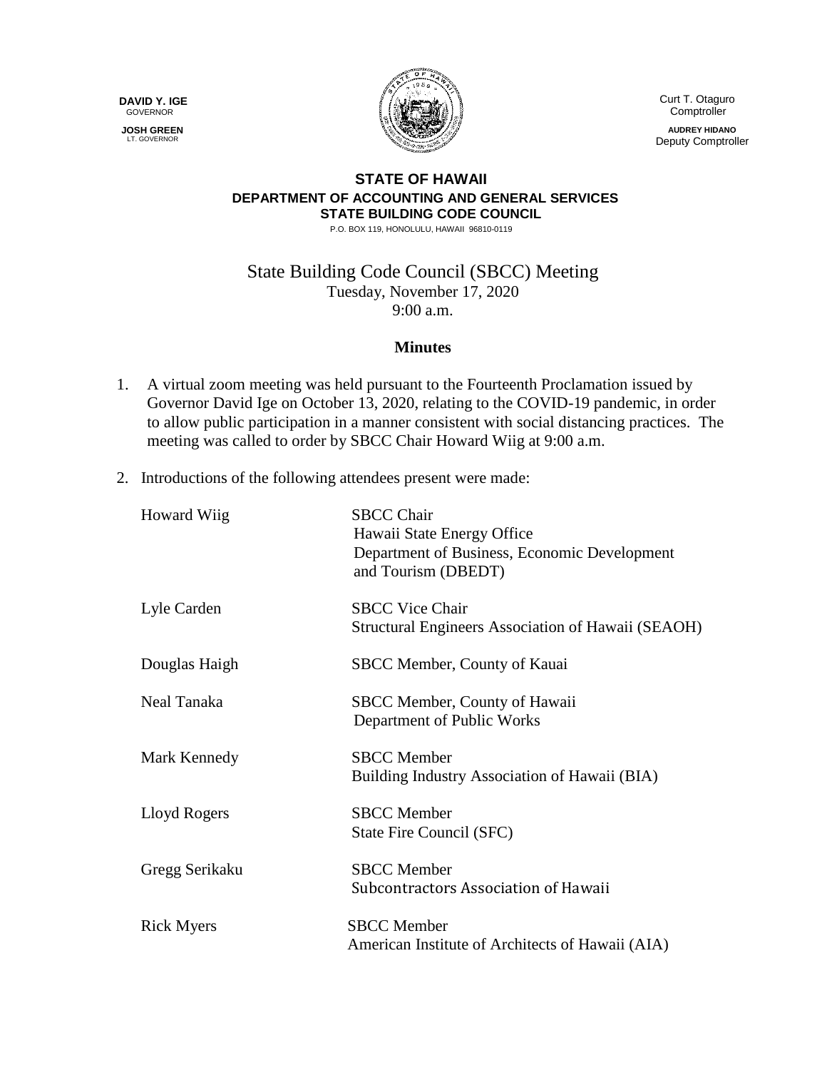**DAVY Y. IGE**
GOVERNOR

**JOSH GREEN**
LT. GOVERNOR

Curt T. Otaguro
Comptroller

**AUDREY HIDANO**
Deputy Comptroller

**STATE OF HAWAII**
**DEPARTMENT OF ACCOUNTING AND GENERAL SERVICES**
**STATE BUILDING CODE COUNCIL**
P.O. BOX 119, HONOLULU, HAWAII 96810-0119

# State Building Code Council (SBCC) Meeting

Tuesday, November 17, 2020
9:00 a.m.

## Minutes

1. A virtual zoom meeting was held pursuant to the Fourteenth Proclamation issued by Governor David Ige on October 13, 2020, relating to the COVID-19 pandemic, in order to allow public participation in a manner consistent with social distancing practices. The meeting was called to order by SBCC Chair Howard Wiig at 9:00 a.m.

2. Introductions of the following attendees present were made:

| | |
|---|---|
| Howard Wiig | SBCC Chair<br>Hawaii State Energy Office<br>Department of Business, Economic Development and Tourism (DBEDT) |
| Lyle Carden | SBCC Vice Chair<br>Structural Engineers Association of Hawaii (SEAOH) |
| Douglas Haigh | SBCC Member, County of Kauai |
| Neal Tanaka | SBCC Member, County of Hawaii<br>Department of Public Works |
| Mark Kennedy | SBCC Member<br>Building Industry Association of Hawaii (BIA) |
| Lloyd Rogers | SBCC Member<br>State Fire Council (SFC) |
| Gregg Serikaku | SBCC Member<br>Subcontractors Association of Hawaii |
| Rick Myers | SBCC Member<br>American Institute of Architects of Hawaii (AIA) |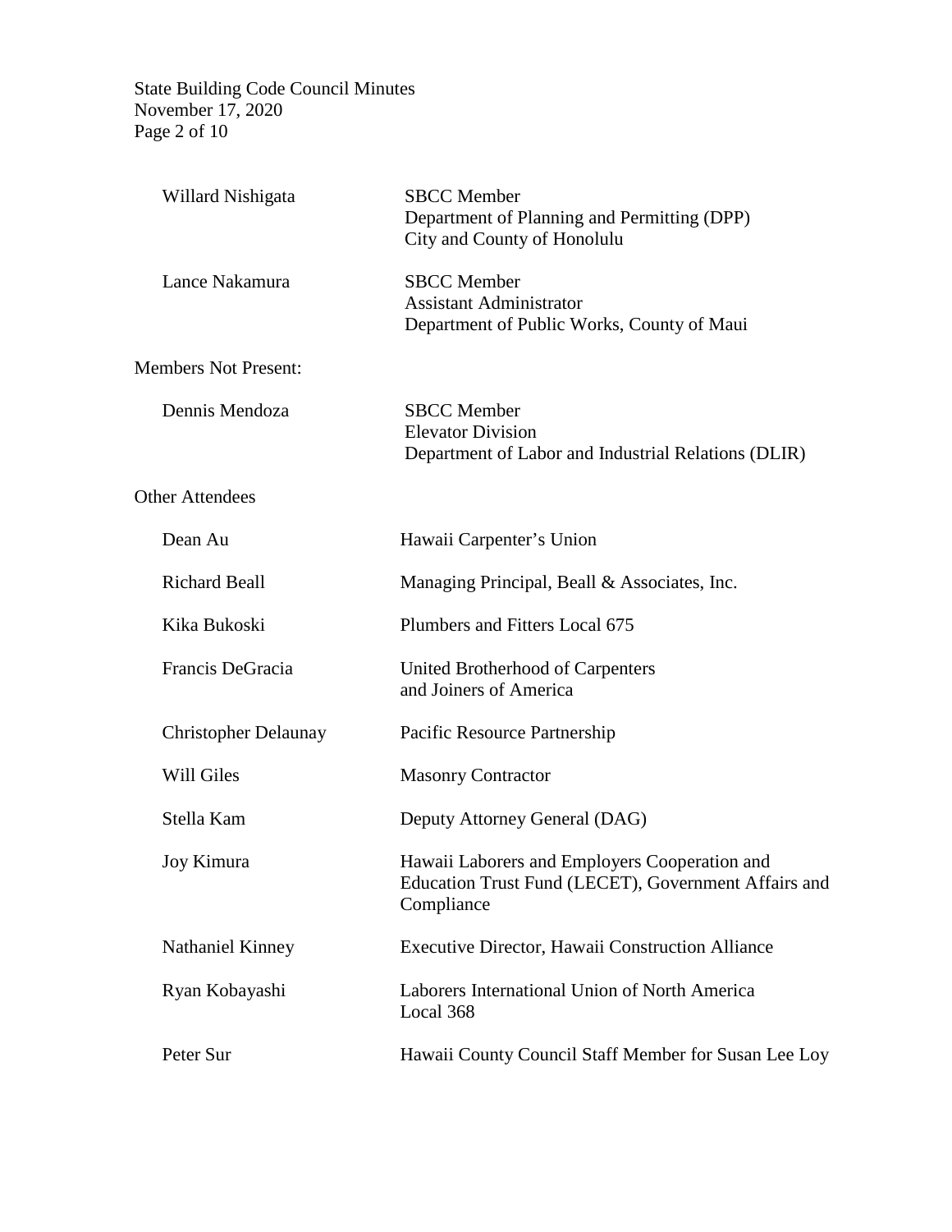| | |
|---|---|
| Willard Nishigata | SBCC Member<br>Department of Planning and Permitting (DPP)<br>City and County of Honolulu |
| Lance Nakamura | SBCC Member<br>Assistant Administrator<br>Department of Public Works, County of Maui |

Members Not Present:

| | |
|---|---|
| Dennis Mendoza | SBCC Member<br>Elevator Division<br>Department of Labor and Industrial Relations (DLIR) |

Other Attendees

| | |
|---|---|
| Dean Au | Hawaii Carpenter's Union |
| Richard Beall | Managing Principal, Beall & Associates, Inc. |
| Kika Bukoski | Plumbers and Fitters Local 675 |
| Francis DeGracia | United Brotherhood of Carpenters and Joiners of America |
| Christopher Delaunay | Pacific Resource Partnership |
| Will Giles | Masonry Contractor |
| Stella Kam | Deputy Attorney General (DAG) |
| Joy Kimura | Hawaii Laborers and Employers Cooperation and Education Trust Fund (LECET), Government Affairs and Compliance |
| Nathaniel Kinney | Executive Director, Hawaii Construction Alliance |
| Ryan Kobayashi | Laborers International Union of North America Local 368 |
| Peter Sur | Hawaii County Council Staff Member for Susan Lee Loy |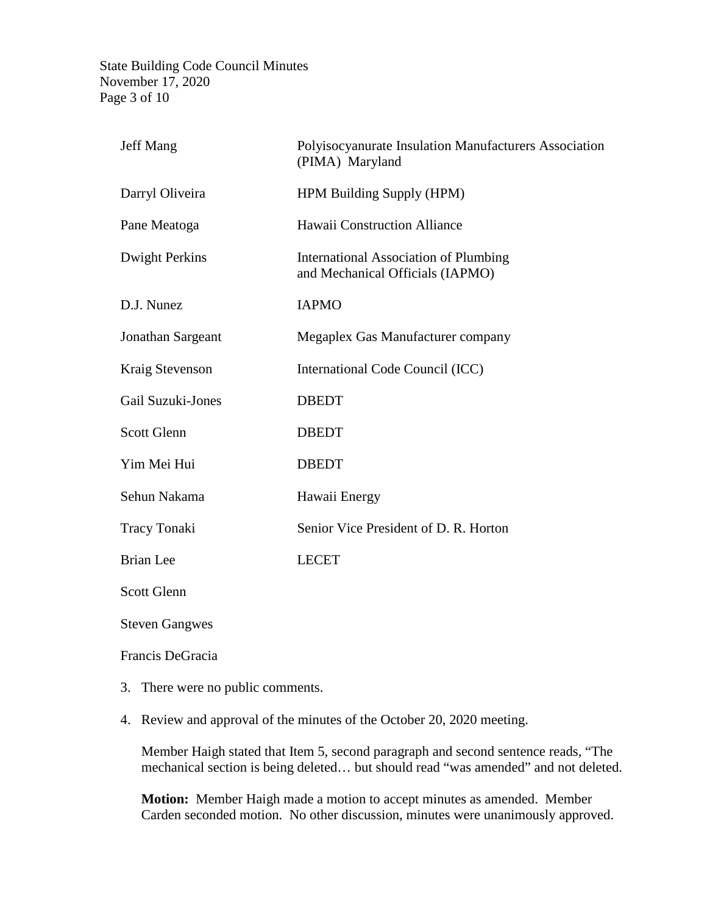| | |
|---|---|
| Jeff Mang | Polyisocyanurate Insulation Manufacturers Association (PIMA) Maryland |
| Darryl Oliveira | HPM Building Supply (HPM) |
| Pane Meatoga | Hawaii Construction Alliance |
| Dwight Perkins | International Association of Plumbing and Mechanical Officials (IAPMO) |
| D.J. Nunez | IAPMO |
| Jonathan Sargeant | Megaplex Gas Manufacturer company |
| Kraig Stevenson | International Code Council (ICC) |
| Gail Suzuki-Jones | DBEDT |
| Scott Glenn | DBEDT |
| Yim Mei Hui | DBEDT |
| Sehun Nakama | Hawaii Energy |
| Tracy Tonaki | Senior Vice President of D. R. Horton |
| Brian Lee | LECET |
| Scott Glenn | |
| Steven Gangwes | |
| Francis DeGracia | |

3. There were no public comments.

4. Review and approval of the minutes of the October 20, 2020 meeting.

   Member Haigh stated that Item 5, second paragraph and second sentence reads, "The mechanical section is being deleted… but should read "was amended" and not deleted.

   **Motion:** Member Haigh made a motion to accept minutes as amended. Member Carden seconded motion. No other discussion, minutes were unanimously approved.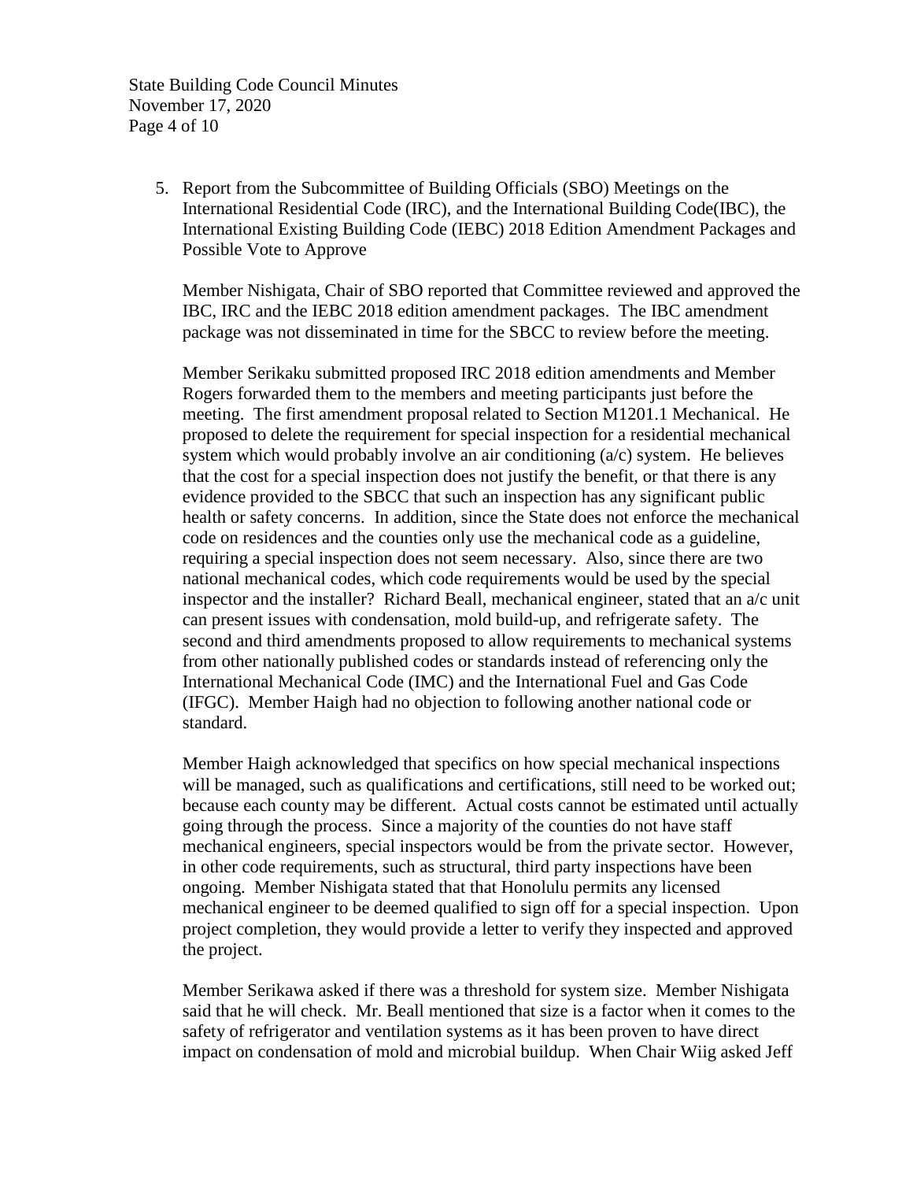5. Report from the Subcommittee of Building Officials (SBO) Meetings on the International Residential Code (IRC), and the International Building Code(IBC), the International Existing Building Code (IEBC) 2018 Edition Amendment Packages and Possible Vote to Approve

   Member Nishigata, Chair of SBO reported that Committee reviewed and approved the IBC, IRC and the IEBC 2018 edition amendment packages. The IBC amendment package was not disseminated in time for the SBCC to review before the meeting.

   Member Serikaku submitted proposed IRC 2018 edition amendments and Member Rogers forwarded them to the members and meeting participants just before the meeting. The first amendment proposal related to Section M1201.1 Mechanical. He proposed to delete the requirement for special inspection for a residential mechanical system which would probably involve an air conditioning (a/c) system. He believes that the cost for a special inspection does not justify the benefit, or that there is any evidence provided to the SBCC that such an inspection has any significant public health or safety concerns. In addition, since the State does not enforce the mechanical code on residences and the counties only use the mechanical code as a guideline, requiring a special inspection does not seem necessary. Also, since there are two national mechanical codes, which code requirements would be used by the special inspector and the installer? Richard Beall, mechanical engineer, stated that an a/c unit can present issues with condensation, mold build-up, and refrigerate safety. The second and third amendments proposed to allow requirements to mechanical systems from other nationally published codes or standards instead of referencing only the International Mechanical Code (IMC) and the International Fuel and Gas Code (IFGC). Member Haigh had no objection to following another national code or standard.

   Member Haigh acknowledged that specifics on how special mechanical inspections will be managed, such as qualifications and certifications, still need to be worked out; because each county may be different. Actual costs cannot be estimated until actually going through the process. Since a majority of the counties do not have staff mechanical engineers, special inspectors would be from the private sector. However, in other code requirements, such as structural, third party inspections have been ongoing. Member Nishigata stated that that Honolulu permits any licensed mechanical engineer to be deemed qualified to sign off for a special inspection. Upon project completion, they would provide a letter to verify they inspected and approved the project.

   Member Serikawa asked if there was a threshold for system size. Member Nishigata said that he will check. Mr. Beall mentioned that size is a factor when it comes to the safety of refrigerator and ventilation systems as it has been proven to have direct impact on condensation of mold and microbial buildup. When Chair Wiig asked Jeff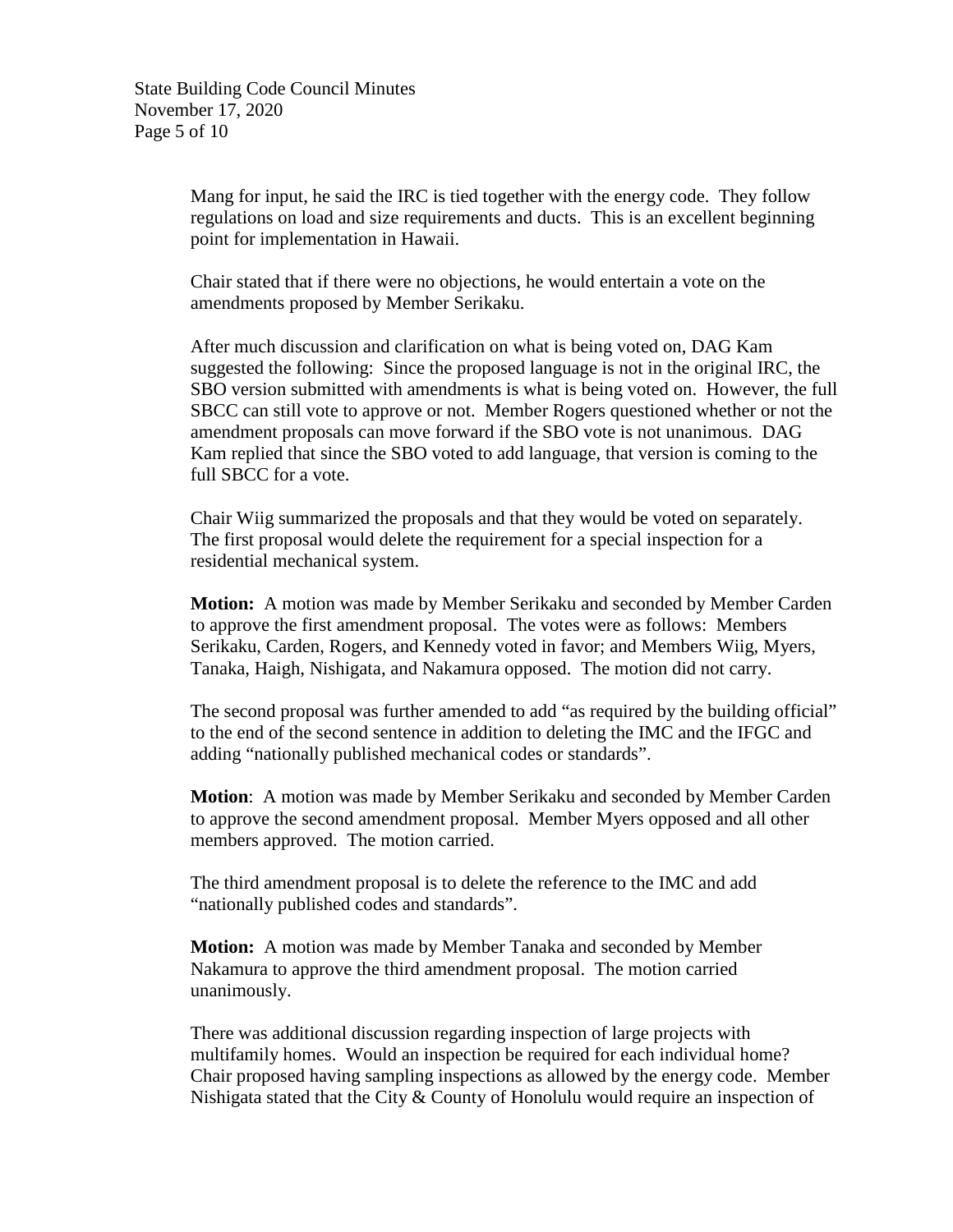Mang for input, he said the IRC is tied together with the energy code. They follow regulations on load and size requirements and ducts. This is an excellent beginning point for implementation in Hawaii.

Chair stated that if there were no objections, he would entertain a vote on the amendments proposed by Member Serikaku.

After much discussion and clarification on what is being voted on, DAG Kam suggested the following: Since the proposed language is not in the original IRC, the SBO version submitted with amendments is what is being voted on. However, the full SBCC can still vote to approve or not. Member Rogers questioned whether or not the amendment proposals can move forward if the SBO vote is not unanimous. DAG Kam replied that since the SBO voted to add language, that version is coming to the full SBCC for a vote.

Chair Wiig summarized the proposals and that they would be voted on separately. The first proposal would delete the requirement for a special inspection for a residential mechanical system.

**Motion:** A motion was made by Member Serikaku and seconded by Member Carden to approve the first amendment proposal. The votes were as follows: Members Serikaku, Carden, Rogers, and Kennedy voted in favor; and Members Wiig, Myers, Tanaka, Haigh, Nishigata, and Nakamura opposed. The motion did not carry.

The second proposal was further amended to add "as required by the building official" to the end of the second sentence in addition to deleting the IMC and the IFGC and adding "nationally published mechanical codes or standards".

**Motion**: A motion was made by Member Serikaku and seconded by Member Carden to approve the second amendment proposal. Member Myers opposed and all other members approved. The motion carried.

The third amendment proposal is to delete the reference to the IMC and add "nationally published codes and standards".

**Motion:** A motion was made by Member Tanaka and seconded by Member Nakamura to approve the third amendment proposal. The motion carried unanimously.

There was additional discussion regarding inspection of large projects with multifamily homes. Would an inspection be required for each individual home? Chair proposed having sampling inspections as allowed by the energy code. Member Nishigata stated that the City & County of Honolulu would require an inspection of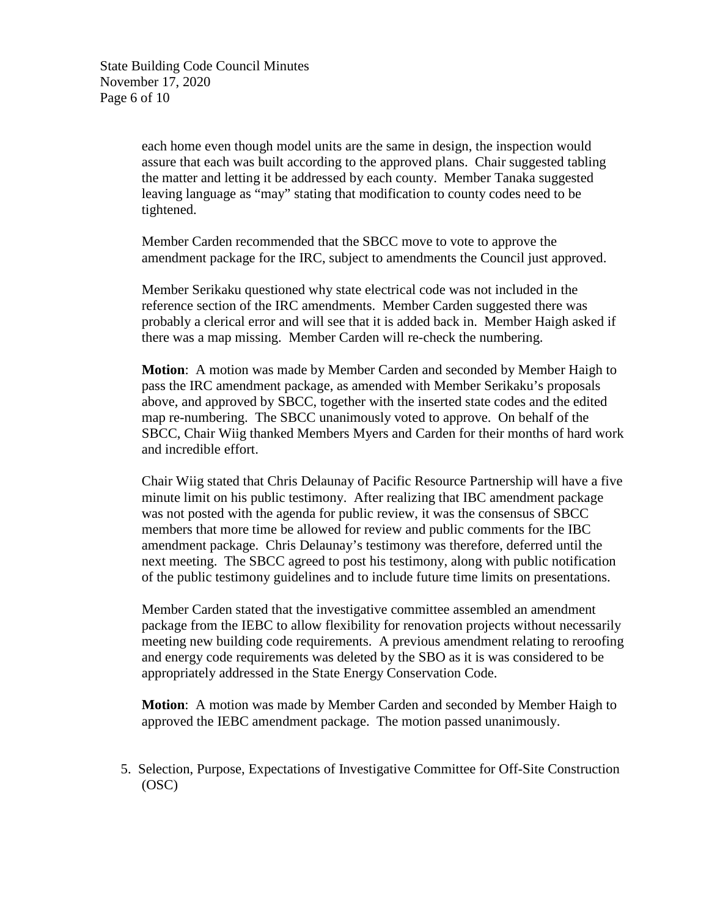each home even though model units are the same in design, the inspection would assure that each was built according to the approved plans. Chair suggested tabling the matter and letting it be addressed by each county. Member Tanaka suggested leaving language as "may" stating that modification to county codes need to be tightened.

Member Carden recommended that the SBCC move to vote to approve the amendment package for the IRC, subject to amendments the Council just approved.

Member Serikaku questioned why state electrical code was not included in the reference section of the IRC amendments. Member Carden suggested there was probably a clerical error and will see that it is added back in. Member Haigh asked if there was a map missing. Member Carden will re-check the numbering.

**Motion**: A motion was made by Member Carden and seconded by Member Haigh to pass the IRC amendment package, as amended with Member Serikaku's proposals above, and approved by SBCC, together with the inserted state codes and the edited map re-numbering. The SBCC unanimously voted to approve. On behalf of the SBCC, Chair Wiig thanked Members Myers and Carden for their months of hard work and incredible effort.

Chair Wiig stated that Chris Delaunay of Pacific Resource Partnership will have a five minute limit on his public testimony. After realizing that IBC amendment package was not posted with the agenda for public review, it was the consensus of SBCC members that more time be allowed for review and public comments for the IBC amendment package. Chris Delaunay's testimony was therefore, deferred until the next meeting. The SBCC agreed to post his testimony, along with public notification of the public testimony guidelines and to include future time limits on presentations.

Member Carden stated that the investigative committee assembled an amendment package from the IEBC to allow flexibility for renovation projects without necessarily meeting new building code requirements. A previous amendment relating to reroofing and energy code requirements was deleted by the SBO as it is was considered to be appropriately addressed in the State Energy Conservation Code.

**Motion**: A motion was made by Member Carden and seconded by Member Haigh to approved the IEBC amendment package. The motion passed unanimously.

5. Selection, Purpose, Expectations of Investigative Committee for Off-Site Construction (OSC)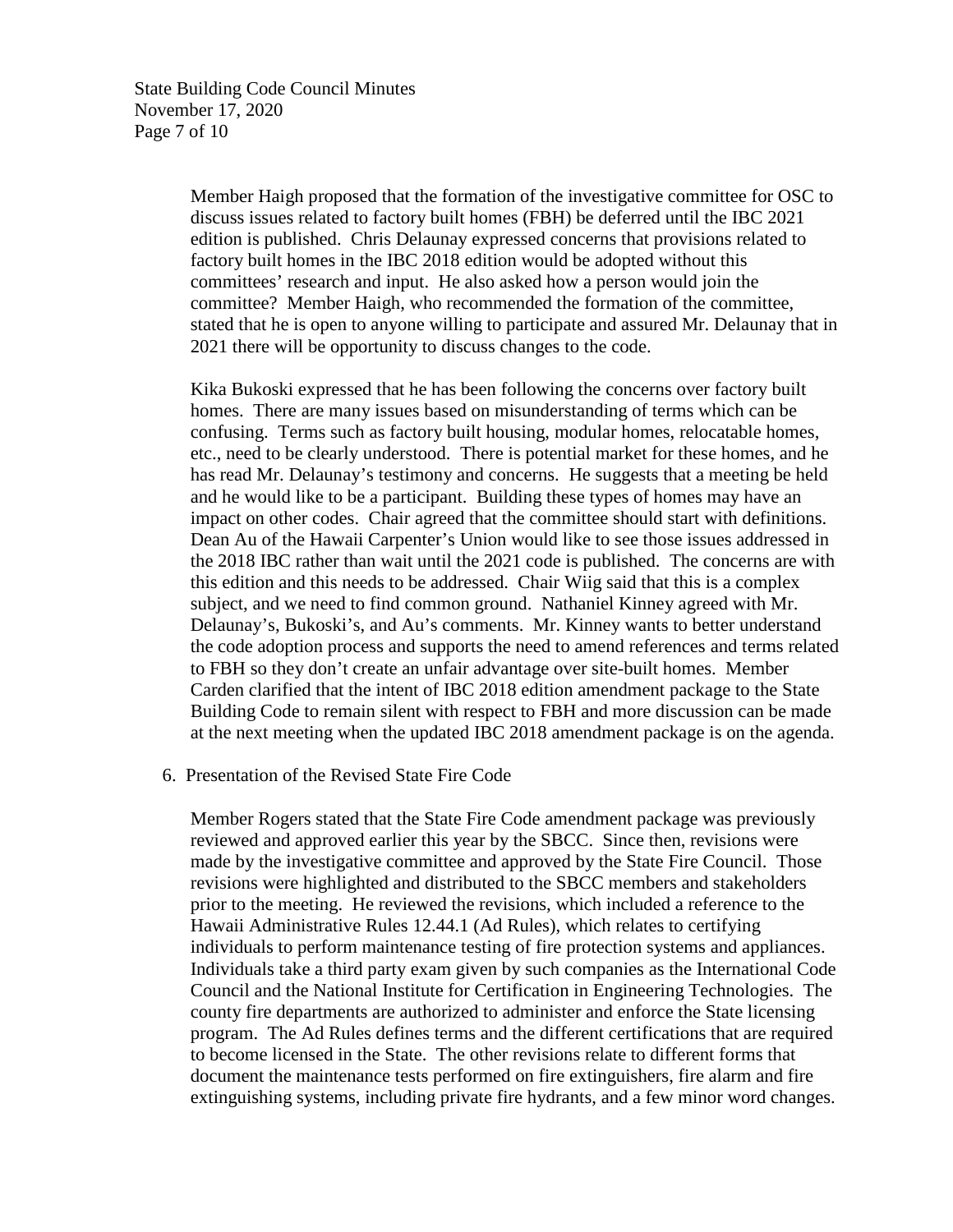Member Haigh proposed that the formation of the investigative committee for OSC to discuss issues related to factory built homes (FBH) be deferred until the IBC 2021 edition is published. Chris Delaunay expressed concerns that provisions related to factory built homes in the IBC 2018 edition would be adopted without this committees' research and input. He also asked how a person would join the committee? Member Haigh, who recommended the formation of the committee, stated that he is open to anyone willing to participate and assured Mr. Delaunay that in 2021 there will be opportunity to discuss changes to the code.

Kika Bukoski expressed that he has been following the concerns over factory built homes. There are many issues based on misunderstanding of terms which can be confusing. Terms such as factory built housing, modular homes, relocatable homes, etc., need to be clearly understood. There is potential market for these homes, and he has read Mr. Delaunay's testimony and concerns. He suggests that a meeting be held and he would like to be a participant. Building these types of homes may have an impact on other codes. Chair agreed that the committee should start with definitions. Dean Au of the Hawaii Carpenter's Union would like to see those issues addressed in the 2018 IBC rather than wait until the 2021 code is published. The concerns are with this edition and this needs to be addressed. Chair Wiig said that this is a complex subject, and we need to find common ground. Nathaniel Kinney agreed with Mr. Delaunay's, Bukoski's, and Au's comments. Mr. Kinney wants to better understand the code adoption process and supports the need to amend references and terms related to FBH so they don't create an unfair advantage over site-built homes. Member Carden clarified that the intent of IBC 2018 edition amendment package to the State Building Code to remain silent with respect to FBH and more discussion can be made at the next meeting when the updated IBC 2018 amendment package is on the agenda.

6. Presentation of the Revised State Fire Code

Member Rogers stated that the State Fire Code amendment package was previously reviewed and approved earlier this year by the SBCC. Since then, revisions were made by the investigative committee and approved by the State Fire Council. Those revisions were highlighted and distributed to the SBCC members and stakeholders prior to the meeting. He reviewed the revisions, which included a reference to the Hawaii Administrative Rules 12.44.1 (Ad Rules), which relates to certifying individuals to perform maintenance testing of fire protection systems and appliances. Individuals take a third party exam given by such companies as the International Code Council and the National Institute for Certification in Engineering Technologies. The county fire departments are authorized to administer and enforce the State licensing program. The Ad Rules defines terms and the different certifications that are required to become licensed in the State. The other revisions relate to different forms that document the maintenance tests performed on fire extinguishers, fire alarm and fire extinguishing systems, including private fire hydrants, and a few minor word changes.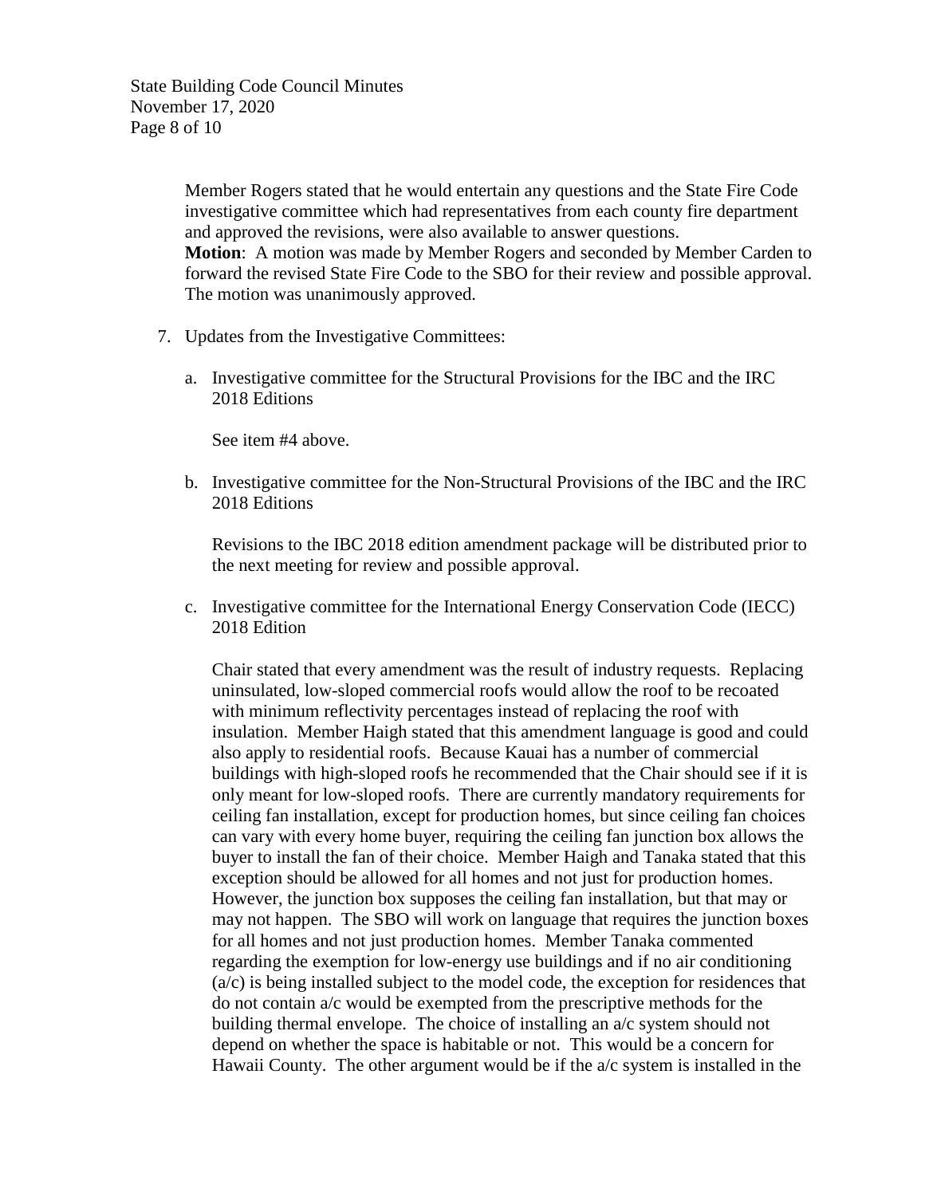Member Rogers stated that he would entertain any questions and the State Fire Code investigative committee which had representatives from each county fire department and approved the revisions, were also available to answer questions.
**Motion**: A motion was made by Member Rogers and seconded by Member Carden to forward the revised State Fire Code to the SBO for their review and possible approval. The motion was unanimously approved.

7. Updates from the Investigative Committees:

   a. Investigative committee for the Structural Provisions for the IBC and the IRC 2018 Editions

      See item #4 above.

   b. Investigative committee for the Non-Structural Provisions of the IBC and the IRC 2018 Editions

      Revisions to the IBC 2018 edition amendment package will be distributed prior to the next meeting for review and possible approval.

   c. Investigative committee for the International Energy Conservation Code (IECC) 2018 Edition

      Chair stated that every amendment was the result of industry requests. Replacing uninsulated, low-sloped commercial roofs would allow the roof to be recoated with minimum reflectivity percentages instead of replacing the roof with insulation. Member Haigh stated that this amendment language is good and could also apply to residential roofs. Because Kauai has a number of commercial buildings with high-sloped roofs he recommended that the Chair should see if it is only meant for low-sloped roofs. There are currently mandatory requirements for ceiling fan installation, except for production homes, but since ceiling fan choices can vary with every home buyer, requiring the ceiling fan junction box allows the buyer to install the fan of their choice. Member Haigh and Tanaka stated that this exception should be allowed for all homes and not just for production homes. However, the junction box supposes the ceiling fan installation, but that may or may not happen. The SBO will work on language that requires the junction boxes for all homes and not just production homes. Member Tanaka commented regarding the exemption for low-energy use buildings and if no air conditioning (a/c) is being installed subject to the model code, the exception for residences that do not contain a/c would be exempted from the prescriptive methods for the building thermal envelope. The choice of installing an a/c system should not depend on whether the space is habitable or not. This would be a concern for Hawaii County. The other argument would be if the a/c system is installed in the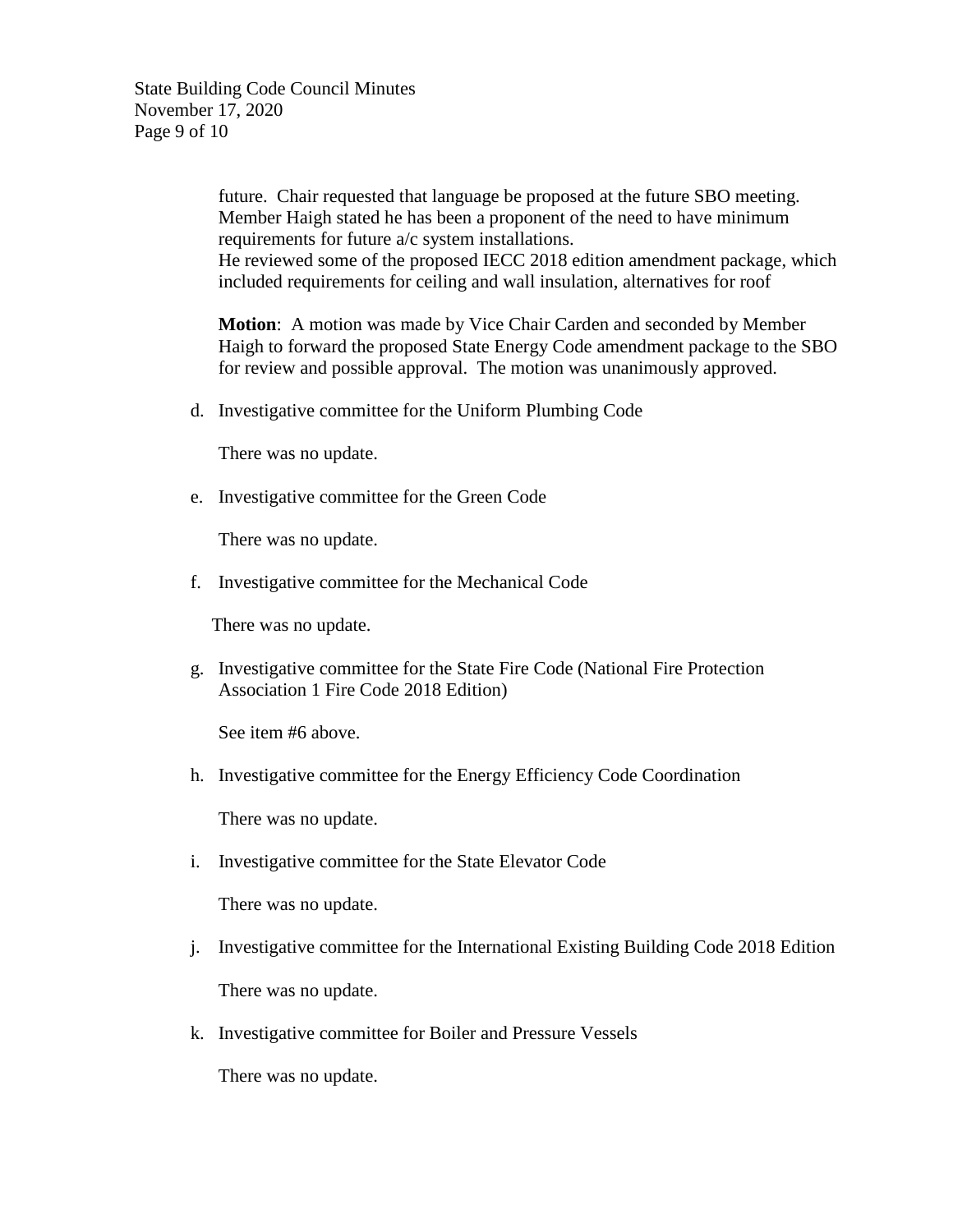future. Chair requested that language be proposed at the future SBO meeting. Member Haigh stated he has been a proponent of the need to have minimum requirements for future a/c system installations.
He reviewed some of the proposed IECC 2018 edition amendment package, which included requirements for ceiling and wall insulation, alternatives for roof

**Motion**: A motion was made by Vice Chair Carden and seconded by Member Haigh to forward the proposed State Energy Code amendment package to the SBO for review and possible approval. The motion was unanimously approved.

d. Investigative committee for the Uniform Plumbing Code

   There was no update.

e. Investigative committee for the Green Code

   There was no update.

f. Investigative committee for the Mechanical Code

   There was no update.

g. Investigative committee for the State Fire Code (National Fire Protection Association 1 Fire Code 2018 Edition)

   See item #6 above.

h. Investigative committee for the Energy Efficiency Code Coordination

   There was no update.

i. Investigative committee for the State Elevator Code

   There was no update.

j. Investigative committee for the International Existing Building Code 2018 Edition

   There was no update.

k. Investigative committee for Boiler and Pressure Vessels

   There was no update.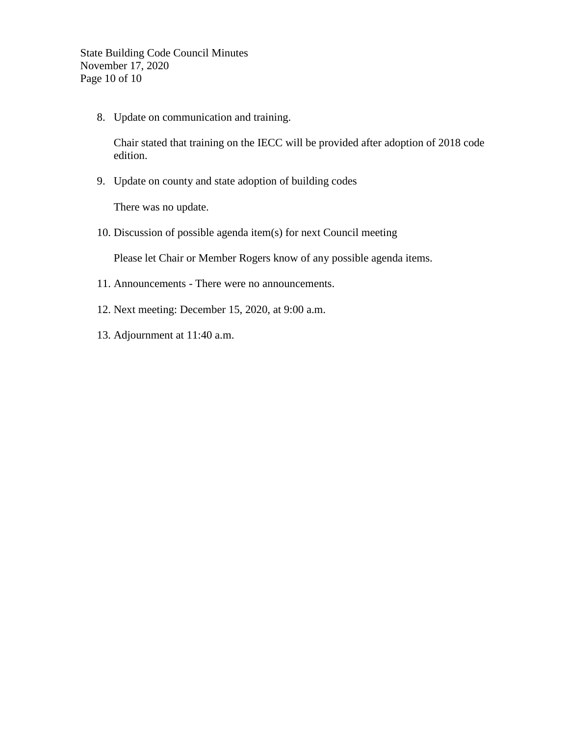8. Update on communication and training.

   Chair stated that training on the IECC will be provided after adoption of 2018 code edition.

9. Update on county and state adoption of building codes

   There was no update.

10. Discussion of possible agenda item(s) for next Council meeting

    Please let Chair or Member Rogers know of any possible agenda items.

11. Announcements - There were no announcements.

12. Next meeting: December 15, 2020, at 9:00 a.m.

13. Adjournment at 11:40 a.m.